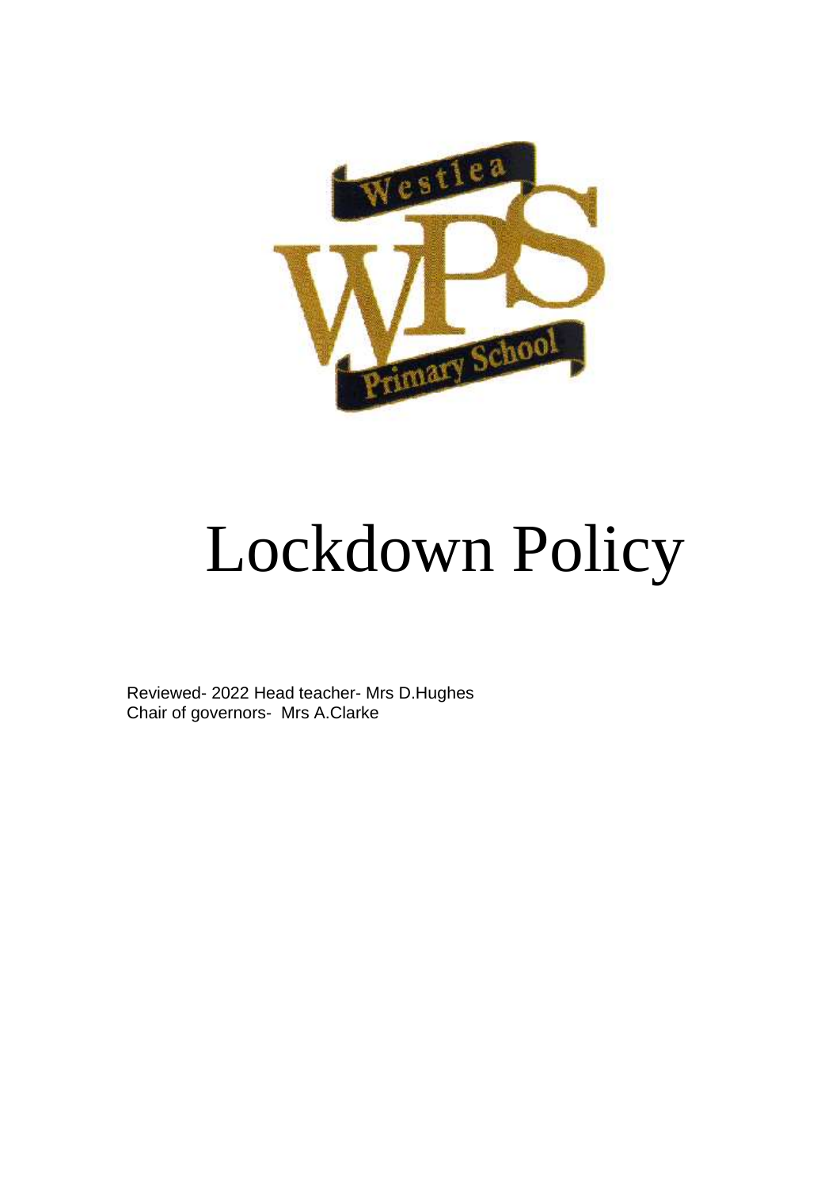Westlea

WPS

Primary School

# Lockdown Policy

Reviewed- 2022 Head teacher- Mrs D.Hughes
Chair of governors- Mrs A.Clarke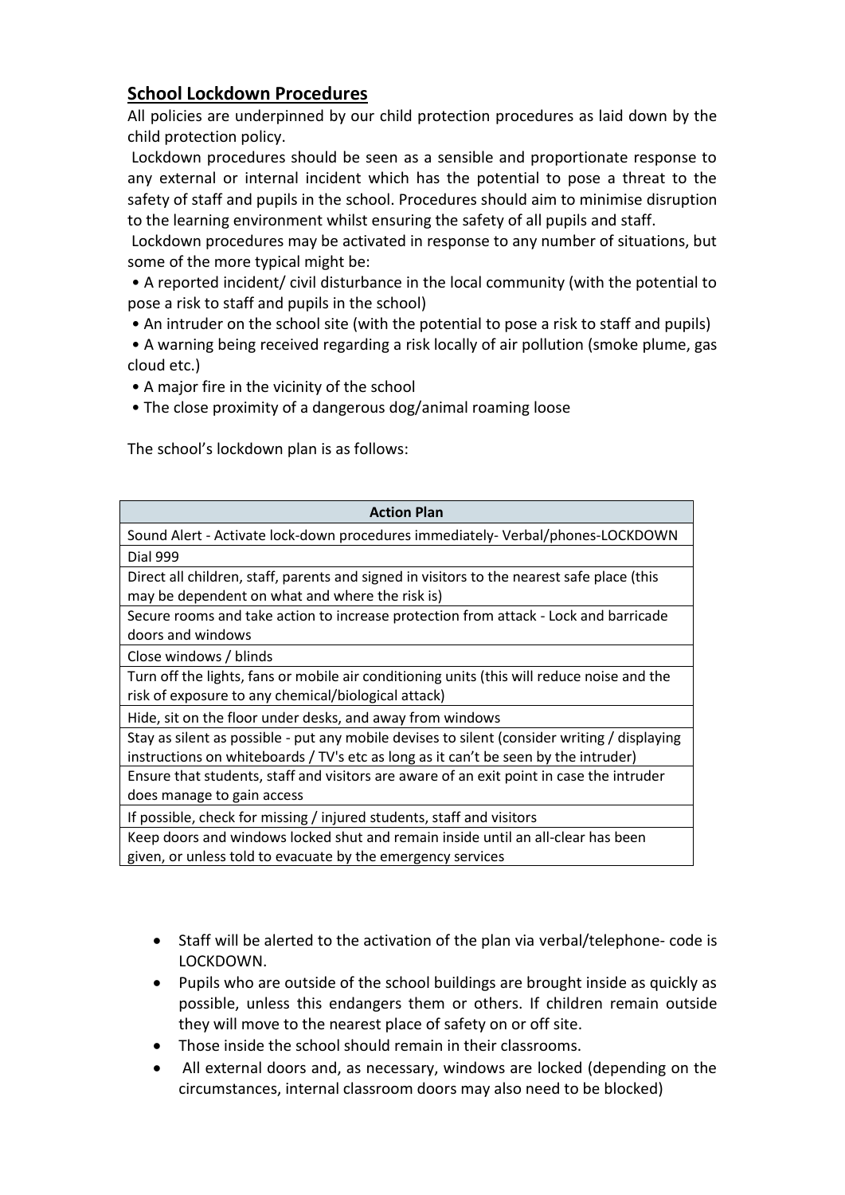## School Lockdown Procedures

All policies are underpinned by our child protection procedures as laid down by the child protection policy.

Lockdown procedures should be seen as a sensible and proportionate response to any external or internal incident which has the potential to pose a threat to the safety of staff and pupils in the school. Procedures should aim to minimise disruption to the learning environment whilst ensuring the safety of all pupils and staff.

Lockdown procedures may be activated in response to any number of situations, but some of the more typical might be:

- A reported incident/ civil disturbance in the local community (with the potential to pose a risk to staff and pupils in the school)
- An intruder on the school site (with the potential to pose a risk to staff and pupils)
- A warning being received regarding a risk locally of air pollution (smoke plume, gas cloud etc.)
- A major fire in the vicinity of the school
- The close proximity of a dangerous dog/animal roaming loose

The school's lockdown plan is as follows:

| Action Plan |
| --- |
| Sound Alert - Activate lock-down procedures immediately- Verbal/phones-LOCKDOWN |
| Dial 999 |
| Direct all children, staff, parents and signed in visitors to the nearest safe place (this may be dependent on what and where the risk is) |
| Secure rooms and take action to increase protection from attack - Lock and barricade doors and windows |
| Close windows / blinds |
| Turn off the lights, fans or mobile air conditioning units (this will reduce noise and the risk of exposure to any chemical/biological attack) |
| Hide, sit on the floor under desks, and away from windows |
| Stay as silent as possible - put any mobile devises to silent (consider writing / displaying instructions on whiteboards / TV's etc as long as it can't be seen by the intruder) |
| Ensure that students, staff and visitors are aware of an exit point in case the intruder does manage to gain access |
| If possible, check for missing / injured students, staff and visitors |
| Keep doors and windows locked shut and remain inside until an all-clear has been given, or unless told to evacuate by the emergency services |

- Staff will be alerted to the activation of the plan via verbal/telephone- code is LOCKDOWN.
- Pupils who are outside of the school buildings are brought inside as quickly as possible, unless this endangers them or others. If children remain outside they will move to the nearest place of safety on or off site.
- Those inside the school should remain in their classrooms.
- All external doors and, as necessary, windows are locked (depending on the circumstances, internal classroom doors may also need to be blocked)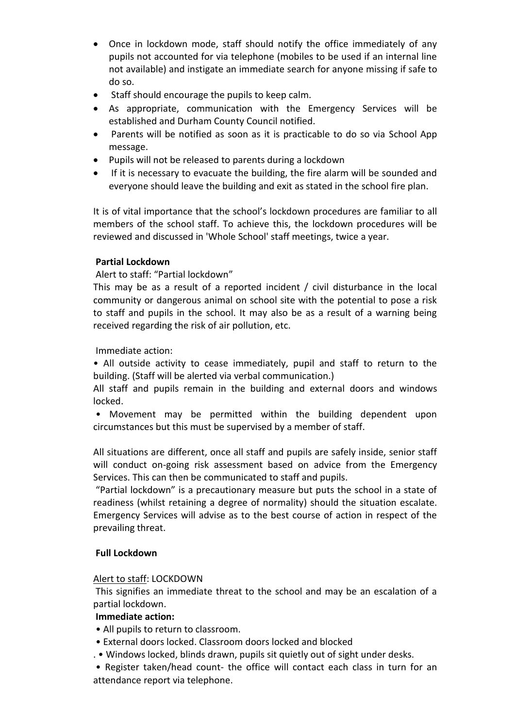- Once in lockdown mode, staff should notify the office immediately of any pupils not accounted for via telephone (mobiles to be used if an internal line not available) and instigate an immediate search for anyone missing if safe to do so.
- Staff should encourage the pupils to keep calm.
- As appropriate, communication with the Emergency Services will be established and Durham County Council notified.
- Parents will be notified as soon as it is practicable to do so via School App message.
- Pupils will not be released to parents during a lockdown
- If it is necessary to evacuate the building, the fire alarm will be sounded and everyone should leave the building and exit as stated in the school fire plan.

It is of vital importance that the school's lockdown procedures are familiar to all members of the school staff. To achieve this, the lockdown procedures will be reviewed and discussed in 'Whole School' staff meetings, twice a year.

**Partial Lockdown**

Alert to staff: "Partial lockdown"

This may be as a result of a reported incident / civil disturbance in the local community or dangerous animal on school site with the potential to pose a risk to staff and pupils in the school. It may also be as a result of a warning being received regarding the risk of air pollution, etc.

Immediate action:

• All outside activity to cease immediately, pupil and staff to return to the building. (Staff will be alerted via verbal communication.)

All staff and pupils remain in the building and external doors and windows locked.

• Movement may be permitted within the building dependent upon circumstances but this must be supervised by a member of staff.

All situations are different, once all staff and pupils are safely inside, senior staff will conduct on-going risk assessment based on advice from the Emergency Services. This can then be communicated to staff and pupils.

"Partial lockdown" is a precautionary measure but puts the school in a state of readiness (whilst retaining a degree of normality) should the situation escalate. Emergency Services will advise as to the best course of action in respect of the prevailing threat.

**Full Lockdown**

Alert to staff: LOCKDOWN

This signifies an immediate threat to the school and may be an escalation of a partial lockdown.

**Immediate action:**

• All pupils to return to classroom.

• External doors locked. Classroom doors locked and blocked

. • Windows locked, blinds drawn, pupils sit quietly out of sight under desks.

• Register taken/head count- the office will contact each class in turn for an attendance report via telephone.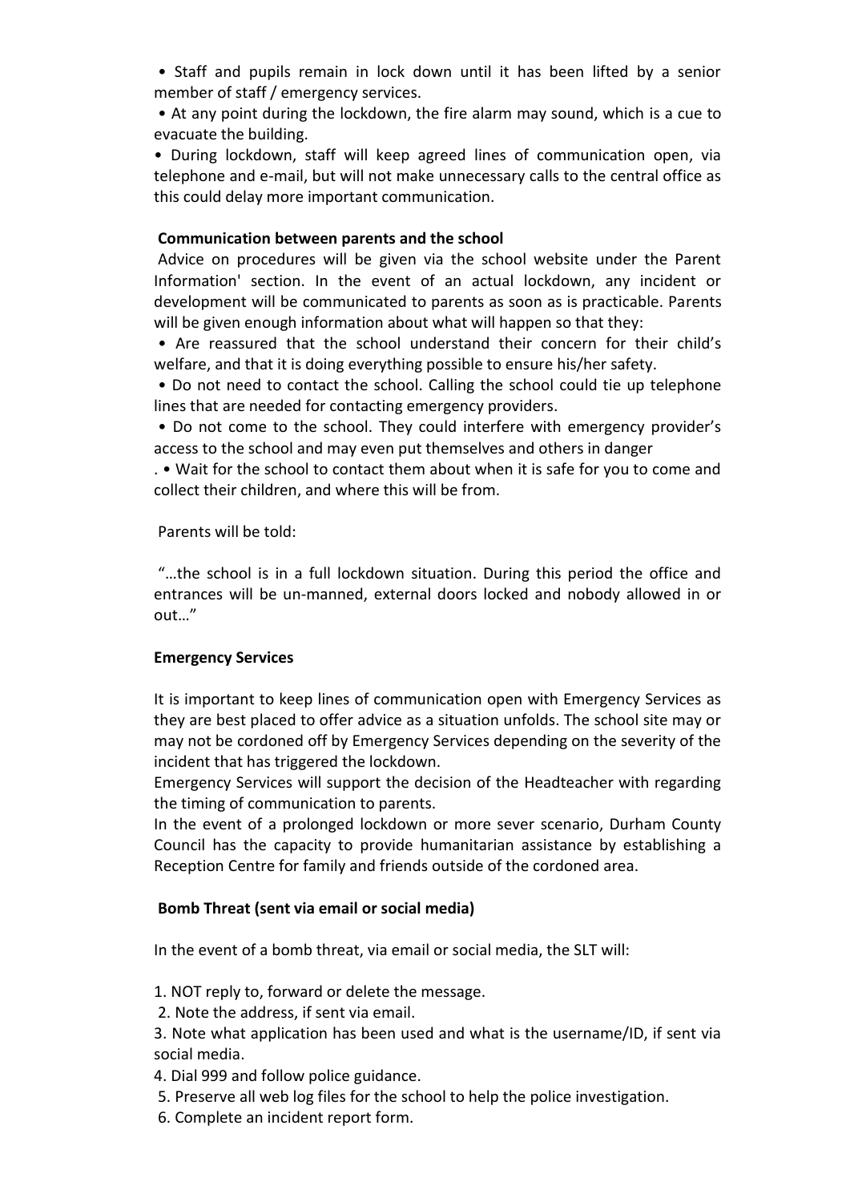- Staff and pupils remain in lock down until it has been lifted by a senior member of staff / emergency services.
- At any point during the lockdown, the fire alarm may sound, which is a cue to evacuate the building.
- During lockdown, staff will keep agreed lines of communication open, via telephone and e-mail, but will not make unnecessary calls to the central office as this could delay more important communication.

**Communication between parents and the school**

Advice on procedures will be given via the school website under the Parent Information' section. In the event of an actual lockdown, any incident or development will be communicated to parents as soon as is practicable. Parents will be given enough information about what will happen so that they:

- Are reassured that the school understand their concern for their child's welfare, and that it is doing everything possible to ensure his/her safety.
- Do not need to contact the school. Calling the school could tie up telephone lines that are needed for contacting emergency providers.
- Do not come to the school. They could interfere with emergency provider's access to the school and may even put themselves and others in danger
- . • Wait for the school to contact them about when it is safe for you to come and collect their children, and where this will be from.

Parents will be told:

"…the school is in a full lockdown situation. During this period the office and entrances will be un-manned, external doors locked and nobody allowed in or out…"

**Emergency Services**

It is important to keep lines of communication open with Emergency Services as they are best placed to offer advice as a situation unfolds. The school site may or may not be cordoned off by Emergency Services depending on the severity of the incident that has triggered the lockdown.

Emergency Services will support the decision of the Headteacher with regarding the timing of communication to parents.

In the event of a prolonged lockdown or more sever scenario, Durham County Council has the capacity to provide humanitarian assistance by establishing a Reception Centre for family and friends outside of the cordoned area.

**Bomb Threat (sent via email or social media)**

In the event of a bomb threat, via email or social media, the SLT will:

1. NOT reply to, forward or delete the message.
2. Note the address, if sent via email.
3. Note what application has been used and what is the username/ID, if sent via social media.
4. Dial 999 and follow police guidance.
5. Preserve all web log files for the school to help the police investigation.
6. Complete an incident report form.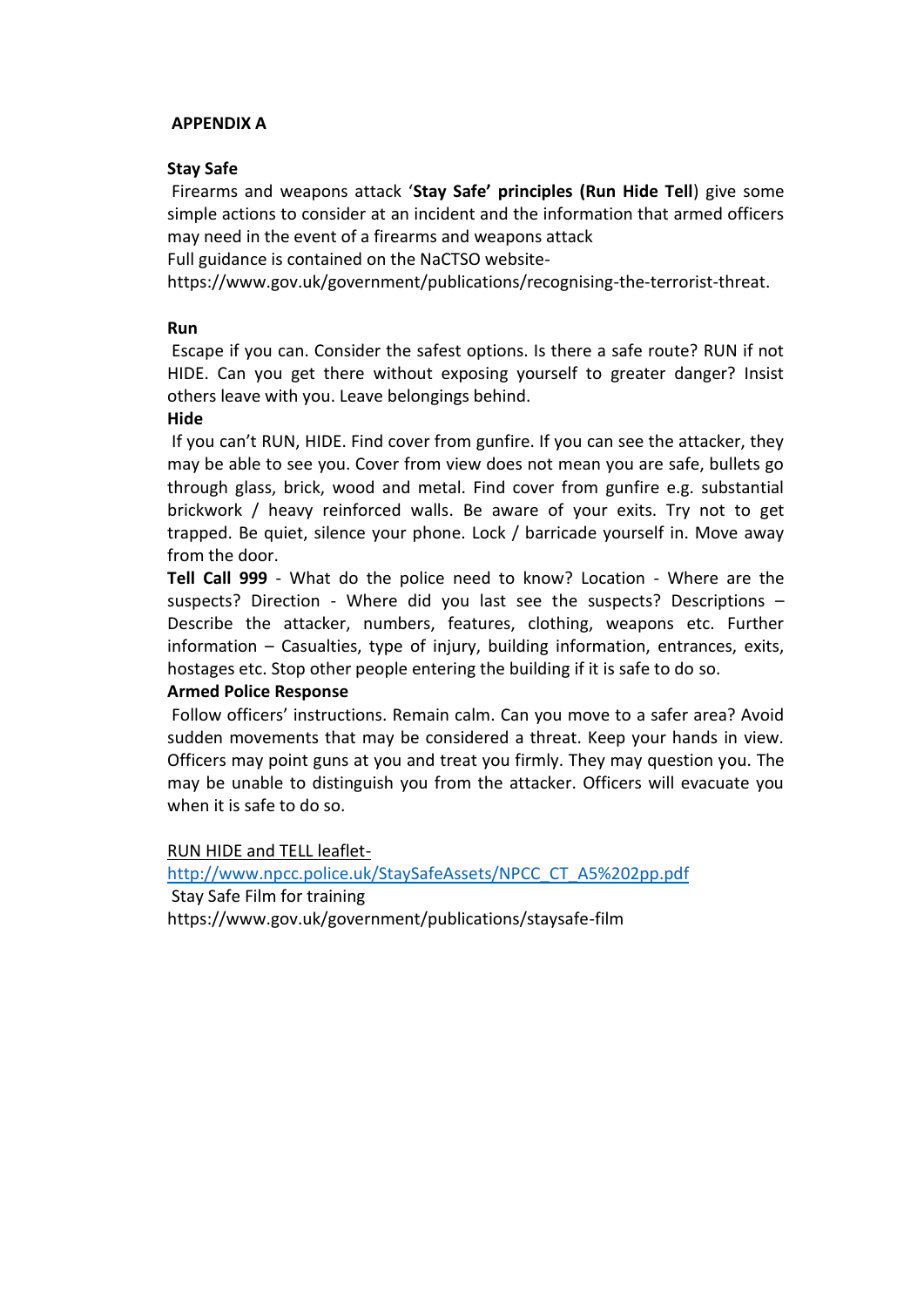**APPENDIX A**

**Stay Safe**

Firearms and weapons attack '**Stay Safe' principles (Run Hide Tell**) give some simple actions to consider at an incident and the information that armed officers may need in the event of a firearms and weapons attack

Full guidance is contained on the NaCTSO website- https://www.gov.uk/government/publications/recognising-the-terrorist-threat.

**Run**

Escape if you can. Consider the safest options. Is there a safe route? RUN if not HIDE. Can you get there without exposing yourself to greater danger? Insist others leave with you. Leave belongings behind.

**Hide**

If you can't RUN, HIDE. Find cover from gunfire. If you can see the attacker, they may be able to see you. Cover from view does not mean you are safe, bullets go through glass, brick, wood and metal. Find cover from gunfire e.g. substantial brickwork / heavy reinforced walls. Be aware of your exits. Try not to get trapped. Be quiet, silence your phone. Lock / barricade yourself in. Move away from the door.

**Tell Call 999** - What do the police need to know? Location - Where are the suspects? Direction - Where did you last see the suspects? Descriptions – Describe the attacker, numbers, features, clothing, weapons etc. Further information – Casualties, type of injury, building information, entrances, exits, hostages etc. Stop other people entering the building if it is safe to do so.

**Armed Police Response**

Follow officers' instructions. Remain calm. Can you move to a safer area? Avoid sudden movements that may be considered a threat. Keep your hands in view. Officers may point guns at you and treat you firmly. They may question you. The may be unable to distinguish you from the attacker. Officers will evacuate you when it is safe to do so.

RUN HIDE and TELL leaflet-
http://www.npcc.police.uk/StaySafeAssets/NPCC_CT_A5%202pp.pdf

Stay Safe Film for training
https://www.gov.uk/government/publications/staysafe-film